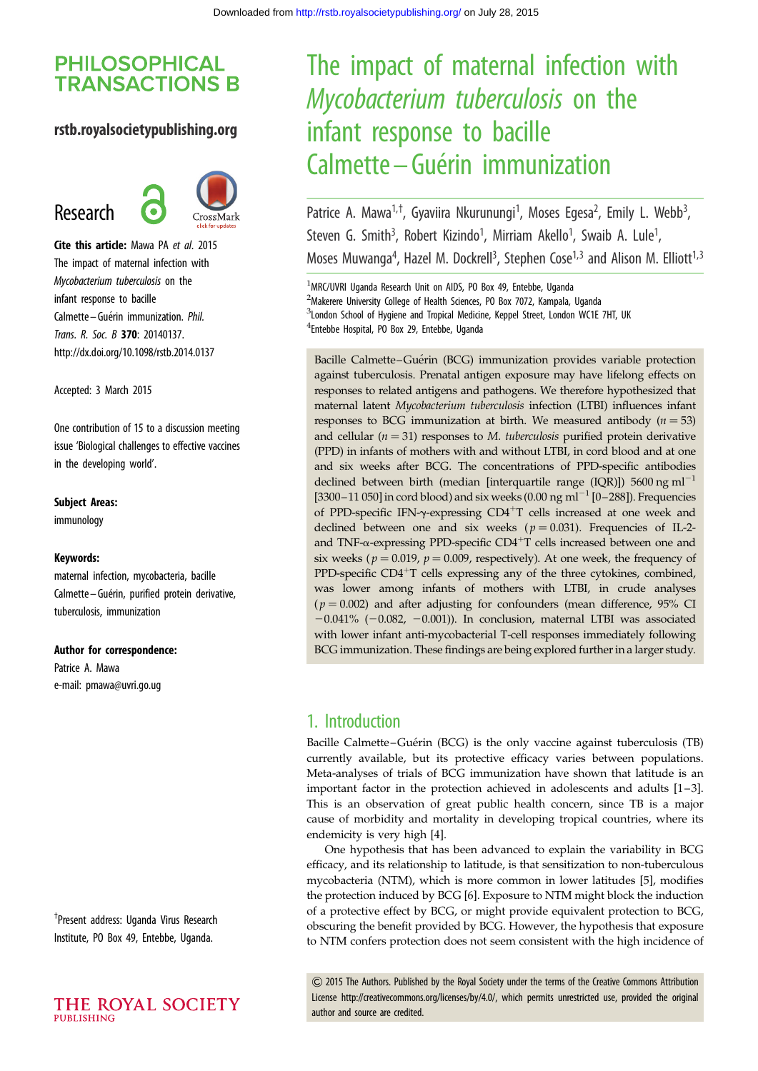# The impact of maternal infection with *Mycobacterium tuberculosis* on the infant response to bacille Calmette–Guérin immunization

Patrice A. Mawa[1,†], Gyaviira Nkurunungi[1], Moses Egesa[2], Emily L. Webb[3], Steven G. Smith[3], Robert Kizindo[1], Mirriam Akello[1], Swaib A. Lule[1], Moses Muwanga[4], Hazel M. Dockrell[3], Stephen Cose[1,3] and Alison M. Elliott[1,3]

[1]MRC/UVRI Uganda Research Unit on AIDS, PO Box 49, Entebbe, Uganda
[2]Makerere University College of Health Sciences, PO Box 7072, Kampala, Uganda
[3]London School of Hygiene and Tropical Medicine, Keppel Street, London WC1E 7HT, UK
[4]Entebbe Hospital, PO Box 29, Entebbe, Uganda

**PHILOSOPHICAL TRANSACTIONS B**

rstb.royalsocietypublishing.org

Research

**Cite this article:** Mawa PA *et al.* 2015 The impact of maternal infection with *Mycobacterium tuberculosis* on the infant response to bacille Calmette–Guérin immunization. *Phil. Trans. R. Soc. B* **370**: 20140137. http://dx.doi.org/10.1098/rstb.2014.0137

Accepted: 3 March 2015

One contribution of 15 to a discussion meeting issue 'Biological challenges to effective vaccines in the developing world'.

**Subject Areas:**
immunology

**Keywords:**
maternal infection, mycobacteria, bacille Calmette–Guérin, purified protein derivative, tuberculosis, immunization

**Author for correspondence:**
Patrice A. Mawa
e-mail: pmawa@uvri.go.ug

[†]Present address: Uganda Virus Research Institute, PO Box 49, Entebbe, Uganda.

Bacille Calmette–Guérin (BCG) immunization provides variable protection against tuberculosis. Prenatal antigen exposure may have lifelong effects on responses to related antigens and pathogens. We therefore hypothesized that maternal latent *Mycobacterium tuberculosis* infection (LTBI) influences infant responses to BCG immunization at birth. We measured antibody ($n = 53$) and cellular ($n = 31$) responses to *M. tuberculosis* purified protein derivative (PPD) in infants of mothers with and without LTBI, in cord blood and at one and six weeks after BCG. The concentrations of PPD-specific antibodies declined between birth (median [interquartile range (IQR)]) 5600 ng ml$^{-1}$ [3300–11 050] in cord blood) and six weeks (0.00 ng ml$^{-1}$ [0–288]). Frequencies of PPD-specific IFN-γ-expressing CD4$^{+}$T cells increased at one week and declined between one and six weeks ($p = 0.031$). Frequencies of IL-2- and TNF-α-expressing PPD-specific CD4$^{+}$T cells increased between one and six weeks ($p = 0.019$, $p = 0.009$, respectively). At one week, the frequency of PPD-specific CD4$^{+}$T cells expressing any of the three cytokines, combined, was lower among infants of mothers with LTBI, in crude analyses ($p = 0.002$) and after adjusting for confounders (mean difference, 95% CI −0.041% (−0.082, −0.001)). In conclusion, maternal LTBI was associated with lower infant anti-mycobacterial T-cell responses immediately following BCG immunization. These findings are being explored further in a larger study.

## 1. Introduction

Bacille Calmette–Guérin (BCG) is the only vaccine against tuberculosis (TB) currently available, but its protective efficacy varies between populations. Meta-analyses of trials of BCG immunization have shown that latitude is an important factor in the protection achieved in adolescents and adults [1–3]. This is an observation of great public health concern, since TB is a major cause of morbidity and mortality in developing tropical countries, where its endemicity is very high [4].

One hypothesis that has been advanced to explain the variability in BCG efficacy, and its relationship to latitude, is that sensitization to non-tuberculous mycobacteria (NTM), which is more common in lower latitudes [5], modifies the protection induced by BCG [6]. Exposure to NTM might block the induction of a protective effect by BCG, or might provide equivalent protection to BCG, obscuring the benefit provided by BCG. However, the hypothesis that exposure to NTM confers protection does not seem consistent with the high incidence of

© 2015 The Authors. Published by the Royal Society under the terms of the Creative Commons Attribution License http://creativecommons.org/licenses/by/4.0/, which permits unrestricted use, provided the original author and source are credited.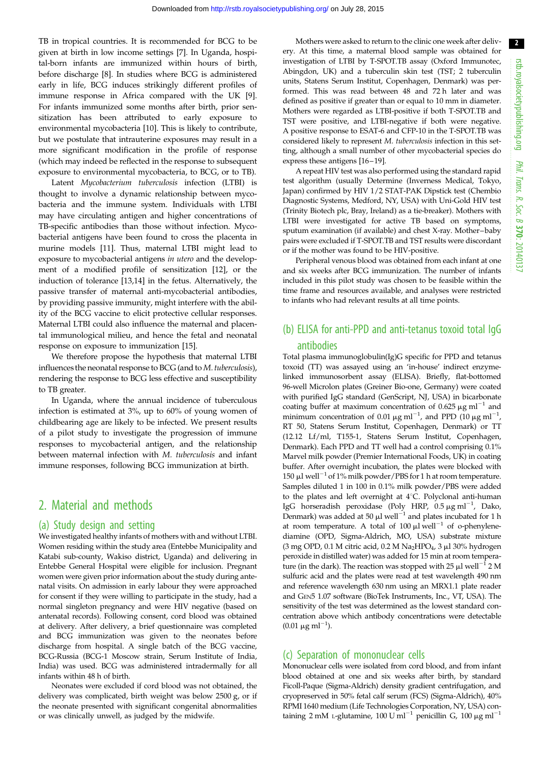TB in tropical countries. It is recommended for BCG to be given at birth in low income settings [7]. In Uganda, hospital-born infants are immunized within hours of birth, before discharge [8]. In studies where BCG is administered early in life, BCG induces strikingly different profiles of immune response in Africa compared with the UK [9]. For infants immunized some months after birth, prior sensitization has been attributed to early exposure to environmental mycobacteria [10]. This is likely to contribute, but we postulate that intrauterine exposures may result in a more significant modification in the profile of response (which may indeed be reflected in the response to subsequent exposure to environmental mycobacteria, to BCG, or to TB).

Latent *Mycobacterium tuberculosis* infection (LTBI) is thought to involve a dynamic relationship between mycobacteria and the immune system. Individuals with LTBI may have circulating antigen and higher concentrations of TB-specific antibodies than those without infection. Mycobacterial antigens have been found to cross the placenta in murine models [11]. Thus, maternal LTBI might lead to exposure to mycobacterial antigens *in utero* and the development of a modified profile of sensitization [12], or the induction of tolerance [13,14] in the fetus. Alternatively, the passive transfer of maternal anti-mycobacterial antibodies, by providing passive immunity, might interfere with the ability of the BCG vaccine to elicit protective cellular responses. Maternal LTBI could also influence the maternal and placental immunological milieu, and hence the fetal and neonatal response on exposure to immunization [15].

We therefore propose the hypothesis that maternal LTBI influences the neonatal response to BCG (and to *M. tuberculosis*), rendering the response to BCG less effective and susceptibility to TB greater.

In Uganda, where the annual incidence of tuberculous infection is estimated at 3%, up to 60% of young women of childbearing age are likely to be infected. We present results of a pilot study to investigate the progression of immune responses to mycobacterial antigen, and the relationship between maternal infection with *M. tuberculosis* and infant immune responses, following BCG immunization at birth.

## 2. Material and methods

### (a) Study design and setting

We investigated healthy infants of mothers with and without LTBI. Women residing within the study area (Entebbe Municipality and Katabi sub-county, Wakiso district, Uganda) and delivering in Entebbe General Hospital were eligible for inclusion. Pregnant women were given prior information about the study during antenatal visits. On admission in early labour they were approached for consent if they were willing to participate in the study, had a normal singleton pregnancy and were HIV negative (based on antenatal records). Following consent, cord blood was obtained at delivery. After delivery, a brief questionnaire was completed and BCG immunization was given to the neonates before discharge from hospital. A single batch of the BCG vaccine, BCG-Russia (BCG-1 Moscow strain, Serum Institute of India, India) was used. BCG was administered intradermally for all infants within 48 h of birth.

Neonates were excluded if cord blood was not obtained, the delivery was complicated, birth weight was below 2500 g, or if the neonate presented with significant congenital abnormalities or was clinically unwell, as judged by the midwife.

Mothers were asked to return to the clinic one week after delivery. At this time, a maternal blood sample was obtained for investigation of LTBI by T-SPOT.TB assay (Oxford Immunotec, Abingdon, UK) and a tuberculin skin test (TST; 2 tuberculin units, Statens Serum Institut, Copenhagen, Denmark) was performed. This was read between 48 and 72 h later and was defined as positive if greater than or equal to 10 mm in diameter. Mothers were regarded as LTBI-positive if both T-SPOT.TB and TST were positive, and LTBI-negative if both were negative. A positive response to ESAT-6 and CFP-10 in the T-SPOT.TB was considered likely to represent *M. tuberculosis* infection in this setting, although a small number of other mycobacterial species do express these antigens [16–19].

A repeat HIV test was also performed using the standard rapid test algorithm (usually Determine (Inverness Medical, Tokyo, Japan) confirmed by HIV 1/2 STAT-PAK Dipstick test (Chembio Diagnostic Systems, Medford, NY, USA) with Uni-Gold HIV test (Trinity Biotech plc, Bray, Ireland) as a tie-breaker). Mothers with LTBI were investigated for active TB based on symptoms, sputum examination (if available) and chest X-ray. Mother–baby pairs were excluded if T-SPOT.TB and TST results were discordant or if the mother was found to be HIV-positive.

Peripheral venous blood was obtained from each infant at one and six weeks after BCG immunization. The number of infants included in this pilot study was chosen to be feasible within the time frame and resources available, and analyses were restricted to infants who had relevant results at all time points.

### (b) ELISA for anti-PPD and anti-tetanus toxoid total IgG antibodies

Total plasma immunoglobulin(Ig)G specific for PPD and tetanus toxoid (TT) was assayed using an 'in-house' indirect enzyme-linked immunosorbent assay (ELISA). Briefly, flat-bottomed 96-well Microlon plates (Greiner Bio-one, Germany) were coated with purified IgG standard (GenScript, NJ, USA) in bicarbonate coating buffer at maximum concentration of 0.625 $\mu g\ ml^{-1}$ and minimum concentration of 0.01 $\mu g\ ml^{-1}$, and PPD (10 $\mu g\ ml^{-1}$, RT 50, Statens Serum Institut, Copenhagen, Denmark) or TT (12.12 Lf/ml, T155-1, Statens Serum Institut, Copenhagen, Denmark). Each PPD and TT well had a control comprising 0.1% Marvel milk powder (Premier International Foods, UK) in coating buffer. After overnight incubation, the plates were blocked with 150 $\mu l\ well^{-1}$ of 1% milk powder/PBS for 1 h at room temperature. Samples diluted 1 in 100 in 0.1% milk powder/PBS were added to the plates and left overnight at 4°C. Polyclonal anti-human IgG horseradish peroxidase (Poly HRP, 0.5 $\mu g\ ml^{-1}$, Dako, Denmark) was added at 50 $\mu l\ well^{-1}$ and plates incubated for 1 h at room temperature. A total of 100 $\mu l\ well^{-1}$ of o-phenylenediamine (OPD, Sigma-Aldrich, MO, USA) substrate mixture (3 mg OPD, 0.1 M citric acid, 0.2 M $Na_2HPO_4$, 3 µl 30% hydrogen peroxide in distilled water) was added for 15 min at room temperature (in the dark). The reaction was stopped with 25 $\mu l\ well^{-1}$ 2 M sulfuric acid and the plates were read at test wavelength 490 nm and reference wavelength 630 nm using an MRX1.1 plate reader and GEN5 1.07 software (BioTek Instruments, Inc., VT, USA). The sensitivity of the test was determined as the lowest standard concentration above which antibody concentrations were detectable (0.01 $\mu g\ ml^{-1}$).

### (c) Separation of mononuclear cells

Mononuclear cells were isolated from cord blood, and from infant blood obtained at one and six weeks after birth, by standard Ficoll-Paque (Sigma-Aldrich) density gradient centrifugation, and cryopreserved in 50% fetal calf serum (FCS) (Sigma-Aldrich), 40% RPMI 1640 medium (Life Technologies Corporation, NY, USA) containing 2 mM L-glutamine, 100 U $ml^{-1}$ penicillin G, 100 $\mu g\ ml^{-1}$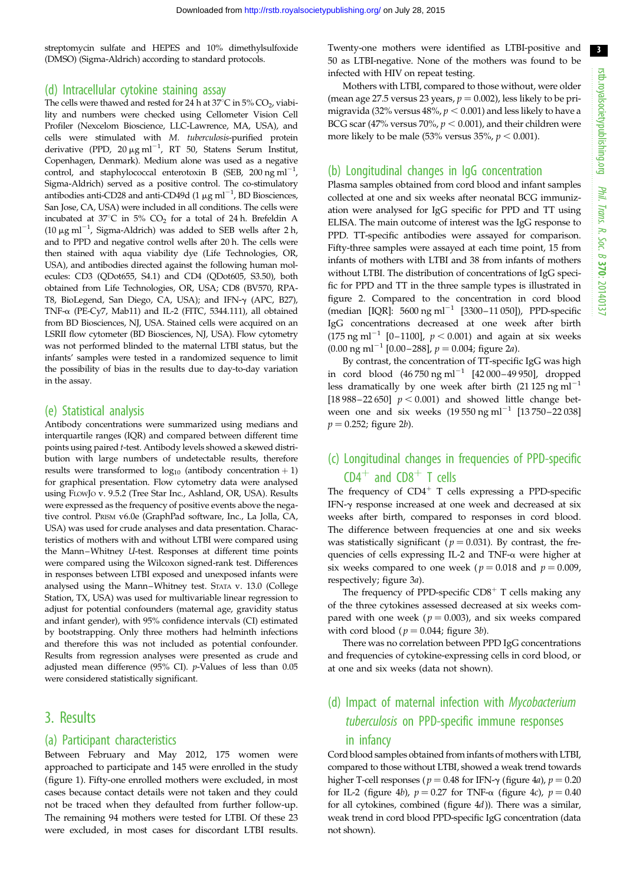streptomycin sulfate and HEPES and 10% dimethylsulfoxide (DMSO) (Sigma-Aldrich) according to standard protocols.

### (d) Intracellular cytokine staining assay

The cells were thawed and rested for 24 h at 37°C in 5% $CO_2$, viability and numbers were checked using Cellometer Vision Cell Profiler (Nexcelom Bioscience, LLC-Lawrence, MA, USA), and cells were stimulated with *M. tuberculosis*-purified protein derivative (PPD, 20 μg ml$^{-1}$, RT 50, Statens Serum Institut, Copenhagen, Denmark). Medium alone was used as a negative control, and staphylococcal enterotoxin B (SEB, 200 ng ml$^{-1}$, Sigma-Aldrich) served as a positive control. The co-stimulatory antibodies anti-CD28 and anti-CD49d (1 μg ml$^{-1}$, BD Biosciences, San Jose, CA, USA) were included in all conditions. The cells were incubated at 37°C in 5% $CO_2$ for a total of 24 h. Brefeldin A (10 μg ml$^{-1}$, Sigma-Aldrich) was added to SEB wells after 2 h, and to PPD and negative control wells after 20 h. The cells were then stained with aqua viability dye (Life Technologies, OR, USA), and antibodies directed against the following human molecules: CD3 (QDot655, S4.1) and CD4 (QDot605, S3.50), both obtained from Life Technologies, OR, USA; CD8 (BV570, RPA-T8, BioLegend, San Diego, CA, USA); and IFN-γ (APC, B27), TNF-α (PE-Cy7, Mab11) and IL-2 (FITC, 5344.111), all obtained from BD Biosciences, NJ, USA. Stained cells were acquired on an LSRII flow cytometer (BD Biosciences, NJ, USA). Flow cytometry was not performed blinded to the maternal LTBI status, but the infants' samples were tested in a randomized sequence to limit the possibility of bias in the results due to day-to-day variation in the assay.

### (e) Statistical analysis

Antibody concentrations were summarized using medians and interquartile ranges (IQR) and compared between different time points using paired *t*-test. Antibody levels showed a skewed distribution with large numbers of undetectable results, therefore results were transformed to $\log_{10}$ (antibody concentration + 1) for graphical presentation. Flow cytometry data were analysed using FlowJo v. 9.5.2 (Tree Star Inc., Ashland, OR, USA). Results were expressed as the frequency of positive events above the negative control. Prism v6.0e (GraphPad software, Inc., La Jolla, CA, USA) was used for crude analyses and data presentation. Characteristics of mothers with and without LTBI were compared using the Mann–Whitney *U*-test. Responses at different time points were compared using the Wilcoxon signed-rank test. Differences in responses between LTBI exposed and unexposed infants were analysed using the Mann–Whitney test. Stata v. 13.0 (College Station, TX, USA) was used for multivariable linear regression to adjust for potential confounders (maternal age, gravidity status and infant gender), with 95% confidence intervals (CI) estimated by bootstrapping. Only three mothers had helminth infections and therefore this was not included as potential confounder. Results from regression analyses were presented as crude and adjusted mean difference (95% CI). *p*-Values of less than 0.05 were considered statistically significant.

## 3. Results

### (a) Participant characteristics

Between February and May 2012, 175 women were approached to participate and 145 were enrolled in the study (figure 1). Fifty-one enrolled mothers were excluded, in most cases because contact details were not taken and they could not be traced when they defaulted from further follow-up. The remaining 94 mothers were tested for LTBI. Of these 23 were excluded, in most cases for discordant LTBI results. Twenty-one mothers were identified as LTBI-positive and 50 as LTBI-negative. None of the mothers was found to be infected with HIV on repeat testing.

Mothers with LTBI, compared to those without, were older (mean age 27.5 versus 23 years, $p = 0.002$), less likely to be primigravida (32% versus 48%, $p < 0.001$) and less likely to have a BCG scar (47% versus 70%, $p < 0.001$), and their children were more likely to be male (53% versus 35%, $p < 0.001$).

### (b) Longitudinal changes in IgG concentration

Plasma samples obtained from cord blood and infant samples collected at one and six weeks after neonatal BCG immunization were analysed for IgG specific for PPD and TT using ELISA. The main outcome of interest was the IgG response to PPD. TT-specific antibodies were assayed for comparison. Fifty-three samples were assayed at each time point, 15 from infants of mothers with LTBI and 38 from infants of mothers without LTBI. The distribution of concentrations of IgG specific for PPD and TT in the three sample types is illustrated in figure 2. Compared to the concentration in cord blood (median [IQR]: 5600 ng ml$^{-1}$ [3300–11 050]), PPD-specific IgG concentrations decreased at one week after birth (175 ng ml$^{-1}$ [0–1100], $p < 0.001$) and again at six weeks (0.00 ng ml$^{-1}$ [0.00–288], $p = 0.004$; figure 2*a*).

By contrast, the concentration of TT-specific IgG was high in cord blood (46 750 ng ml$^{-1}$ [42 000–49 950], dropped less dramatically by one week after birth (21 125 ng ml$^{-1}$ [18 988–22 650] $p < 0.001$) and showed little change between one and six weeks (19 550 ng ml$^{-1}$ [13 750–22 038] $p = 0.252$; figure 2*b*).

### (c) Longitudinal changes in frequencies of PPD-specific $CD4^+$ and $CD8^+$ T cells

The frequency of $CD4^+$ T cells expressing a PPD-specific IFN-γ response increased at one week and decreased at six weeks after birth, compared to responses in cord blood. The difference between frequencies at one and six weeks was statistically significant ($p = 0.031$). By contrast, the frequencies of cells expressing IL-2 and TNF-α were higher at six weeks compared to one week ($p = 0.018$ and $p = 0.009$, respectively; figure 3*a*).

The frequency of PPD-specific $CD8^+$ T cells making any of the three cytokines assessed decreased at six weeks compared with one week ($p = 0.003$), and six weeks compared with cord blood ($p = 0.044$; figure 3*b*).

There was no correlation between PPD IgG concentrations and frequencies of cytokine-expressing cells in cord blood, or at one and six weeks (data not shown).

### (d) Impact of maternal infection with *Mycobacterium tuberculosis* on PPD-specific immune responses in infancy

Cord blood samples obtained from infants of mothers with LTBI, compared to those without LTBI, showed a weak trend towards higher T-cell responses ($p = 0.48$ for IFN-γ (figure 4*a*), $p = 0.20$ for IL-2 (figure 4*b*), $p = 0.27$ for TNF-α (figure 4*c*), $p = 0.40$ for all cytokines, combined (figure 4*d*)). There was a similar, weak trend in cord blood PPD-specific IgG concentration (data not shown).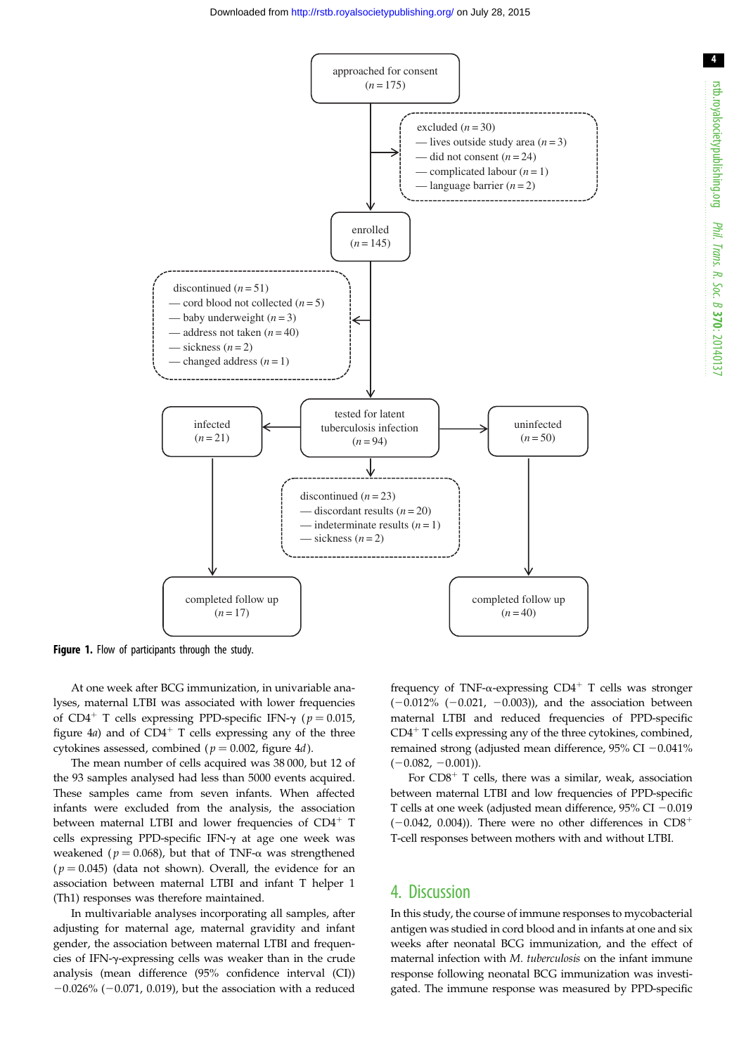approached for consent
($n = 175$)

excluded ($n = 30$)
— lives outside study area ($n = 3$)
— did not consent ($n = 24$)
— complicated labour ($n = 1$)
— language barrier ($n = 2$)

enrolled
($n = 145$)

discontinued ($n = 51$)
— cord blood not collected ($n = 5$)
— baby underweight ($n = 3$)
— address not taken ($n = 40$)
— sickness ($n = 2$)
— changed address ($n = 1$)

tested for latent tuberculosis infection
($n = 94$)

infected
($n = 21$)

uninfected
($n = 50$)

discontinued ($n = 23$)
— discordant results ($n = 20$)
— indeterminate results ($n = 1$)
— sickness ($n = 2$)

completed follow up
($n = 17$)

completed follow up
($n = 40$)

**Figure 1.** Flow of participants through the study.

At one week after BCG immunization, in univariable analyses, maternal LTBI was associated with lower frequencies of $CD4^+$ T cells expressing PPD-specific IFN-γ ($p = 0.015$, figure 4*a*) and of $CD4^+$ T cells expressing any of the three cytokines assessed, combined ($p = 0.002$, figure 4*d*).

The mean number of cells acquired was 38 000, but 12 of the 93 samples analysed had less than 5000 events acquired. These samples came from seven infants. When affected infants were excluded from the analysis, the association between maternal LTBI and lower frequencies of $CD4^+$ T cells expressing PPD-specific IFN-γ at age one week was weakened ($p = 0.068$), but that of TNF-α was strengthened ($p = 0.045$) (data not shown). Overall, the evidence for an association between maternal LTBI and infant T helper 1 (Th1) responses was therefore maintained.

In multivariable analyses incorporating all samples, after adjusting for maternal age, maternal gravidity and infant gender, the association between maternal LTBI and frequencies of IFN-γ-expressing cells was weaker than in the crude analysis (mean difference (95% confidence interval (CI)) −0.026% (−0.071, 0.019), but the association with a reduced frequency of TNF-α-expressing $CD4^+$ T cells was stronger (−0.012% (−0.021, −0.003)), and the association between maternal LTBI and reduced frequencies of PPD-specific $CD4^+$ T cells expressing any of the three cytokines, combined, remained strong (adjusted mean difference, 95% CI −0.041% (−0.082, −0.001)).

For $CD8^+$ T cells, there was a similar, weak, association between maternal LTBI and low frequencies of PPD-specific T cells at one week (adjusted mean difference, 95% CI −0.019 (−0.042, 0.004)). There were no other differences in $CD8^+$ T-cell responses between mothers with and without LTBI.

## 4. Discussion

In this study, the course of immune responses to mycobacterial antigen was studied in cord blood and in infants at one and six weeks after neonatal BCG immunization, and the effect of maternal infection with *M. tuberculosis* on the infant immune response following neonatal BCG immunization was investigated. The immune response was measured by PPD-specific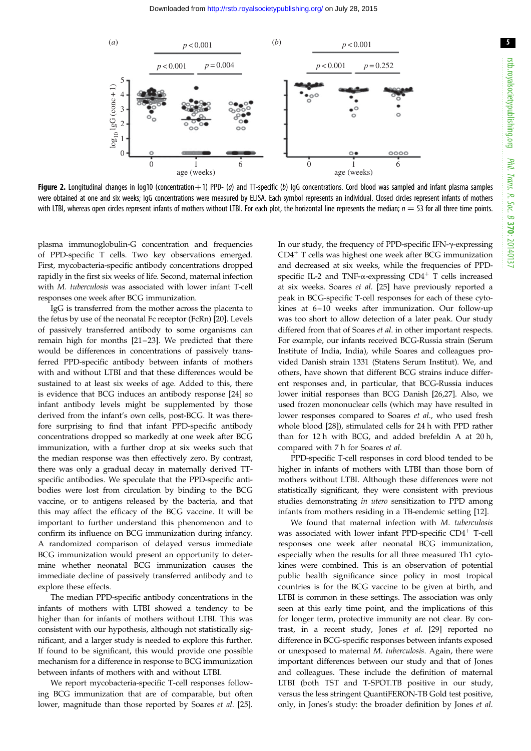**Figure 2.** Longitudinal changes in log10 (concentration + 1) PPD- (*a*) and TT-specific (*b*) IgG concentrations. Cord blood was sampled and infant plasma samples were obtained at one and six weeks; IgG concentrations were measured by ELISA. Each symbol represents an individual. Closed circles represent infants of mothers with LTBI, whereas open circles represent infants of mothers without LTBI. For each plot, the horizontal line represents the median; $n = 53$ for all three time points.

plasma immunoglobulin-G concentration and frequencies of PPD-specific T cells. Two key observations emerged. First, mycobacteria-specific antibody concentrations dropped rapidly in the first six weeks of life. Second, maternal infection with *M. tuberculosis* was associated with lower infant T-cell responses one week after BCG immunization.

IgG is transferred from the mother across the placenta to the fetus by use of the neonatal Fc receptor (FcRn) [20]. Levels of passively transferred antibody to some organisms can remain high for months [21–23]. We predicted that there would be differences in concentrations of passively transferred PPD-specific antibody between infants of mothers with and without LTBI and that these differences would be sustained to at least six weeks of age. Added to this, there is evidence that BCG induces an antibody response [24] so infant antibody levels might be supplemented by those derived from the infant's own cells, post-BCG. It was therefore surprising to find that infant PPD-specific antibody concentrations dropped so markedly at one week after BCG immunization, with a further drop at six weeks such that the median response was then effectively zero. By contrast, there was only a gradual decay in maternally derived TT-specific antibodies. We speculate that the PPD-specific antibodies were lost from circulation by binding to the BCG vaccine, or to antigens released by the bacteria, and that this may affect the efficacy of the BCG vaccine. It will be important to further understand this phenomenon and to confirm its influence on BCG immunization during infancy. A randomized comparison of delayed versus immediate BCG immunization would present an opportunity to determine whether neonatal BCG immunization causes the immediate decline of passively transferred antibody and to explore these effects.

The median PPD-specific antibody concentrations in the infants of mothers with LTBI showed a tendency to be higher than for infants of mothers without LTBI. This was consistent with our hypothesis, although not statistically significant, and a larger study is needed to explore this further. If found to be significant, this would provide one possible mechanism for a difference in response to BCG immunization between infants of mothers with and without LTBI.

We report mycobacteria-specific T-cell responses following BCG immunization that are of comparable, but often lower, magnitude than those reported by Soares *et al.* [25]. In our study, the frequency of PPD-specific IFN-γ-expressing $CD4^+$ T cells was highest one week after BCG immunization and decreased at six weeks, while the frequencies of PPD-specific IL-2 and TNF-α-expressing $CD4^+$ T cells increased at six weeks. Soares *et al.* [25] have previously reported a peak in BCG-specific T-cell responses for each of these cytokines at 6–10 weeks after immunization. Our follow-up was too short to allow detection of a later peak. Our study differed from that of Soares *et al.* in other important respects. For example, our infants received BCG-Russia strain (Serum Institute of India, India), while Soares and colleagues provided Danish strain 1331 (Statens Serum Institut). We, and others, have shown that different BCG strains induce different responses and, in particular, that BCG-Russia induces lower initial responses than BCG Danish [26,27]. Also, we used frozen mononuclear cells (which may have resulted in lower responses compared to Soares *et al.*, who used fresh whole blood [28]), stimulated cells for 24 h with PPD rather than for 12 h with BCG, and added brefeldin A at 20 h, compared with 7 h for Soares *et al.*

PPD-specific T-cell responses in cord blood tended to be higher in infants of mothers with LTBI than those born of mothers without LTBI. Although these differences were not statistically significant, they were consistent with previous studies demonstrating *in utero* sensitization to PPD among infants from mothers residing in a TB-endemic setting [12].

We found that maternal infection with *M. tuberculosis* was associated with lower infant PPD-specific $CD4^+$ T-cell responses one week after neonatal BCG immunization, especially when the results for all three measured Th1 cytokines were combined. This is an observation of potential public health significance since policy in most tropical countries is for the BCG vaccine to be given at birth, and LTBI is common in these settings. The association was only seen at this early time point, and the implications of this for longer term, protective immunity are not clear. By contrast, in a recent study, Jones *et al.* [29] reported no difference in BCG-specific responses between infants exposed or unexposed to maternal *M. tuberculosis*. Again, there were important differences between our study and that of Jones and colleagues. These include the definition of maternal LTBI (both TST and T-SPOT.TB positive in our study, versus the less stringent QuantiFERON-TB Gold test positive, only, in Jones's study: the broader definition by Jones *et al.*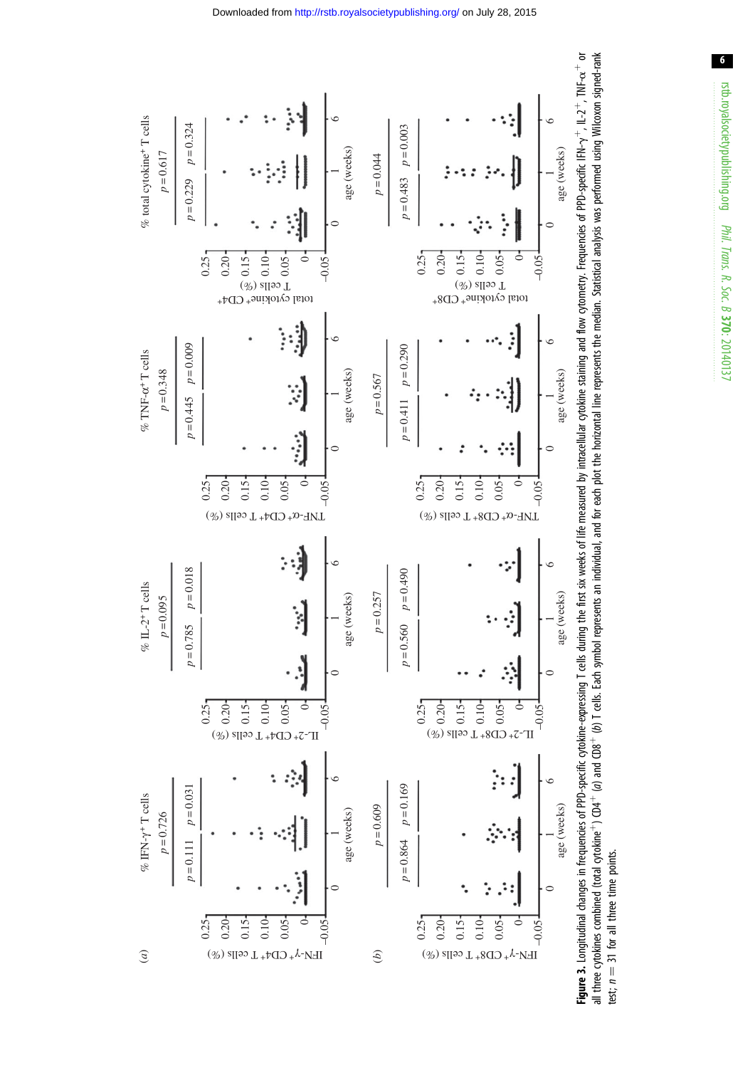**Figure 3.** Longitudinal changes in frequencies of PPD-specific cytokine-expressing T cells during the first six weeks of life measured by intracellular cytokine staining and flow cytometry. Frequencies of PPD-specific IFN-$\gamma^{+}$, IL-2$^{+}$, TNF-$\alpha^{+}$ or all three cytokines combined (total cytokine$^{+}$) CD4$^{+}$ (*a*) and CD8$^{+}$ (*b*) T cells. Each symbol represents an individual, and for each plot the horizontal line represents the median. Statistical analysis was performed using Wilcoxon signed-rank test; $n = 31$ for all three time points.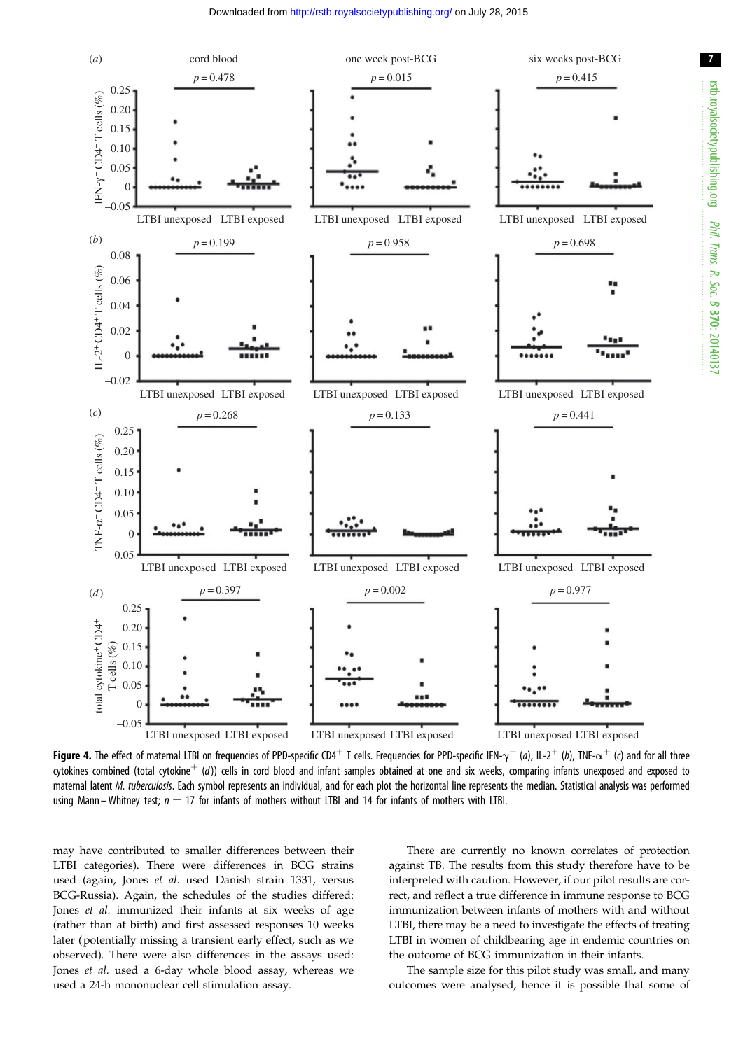**Figure 4.** The effect of maternal LTBI on frequencies of PPD-specific $CD4^+$ T cells. Frequencies for PPD-specific IFN-$\gamma^+$ (*a*), IL-$2^+$ (*b*), TNF-$\alpha^+$ (*c*) and for all three cytokines combined (total $cytokine^+$ (*d*)) cells in cord blood and infant samples obtained at one and six weeks, comparing infants unexposed and exposed to maternal latent *M. tuberculosis*. Each symbol represents an individual, and for each plot the horizontal line represents the median. Statistical analysis was performed using Mann–Whitney test; $n = 17$ for infants of mothers without LTBI and 14 for infants of mothers with LTBI.

may have contributed to smaller differences between their LTBI categories). There were differences in BCG strains used (again, Jones *et al.* used Danish strain 1331, versus BCG-Russia). Again, the schedules of the studies differed: Jones *et al.* immunized their infants at six weeks of age (rather than at birth) and first assessed responses 10 weeks later (potentially missing a transient early effect, such as we observed). There were also differences in the assays used: Jones *et al.* used a 6-day whole blood assay, whereas we used a 24-h mononuclear cell stimulation assay.

There are currently no known correlates of protection against TB. The results from this study therefore have to be interpreted with caution. However, if our pilot results are correct, and reflect a true difference in immune response to BCG immunization between infants of mothers with and without LTBI, there may be a need to investigate the effects of treating LTBI in women of childbearing age in endemic countries on the outcome of BCG immunization in their infants.

The sample size for this pilot study was small, and many outcomes were analysed, hence it is possible that some of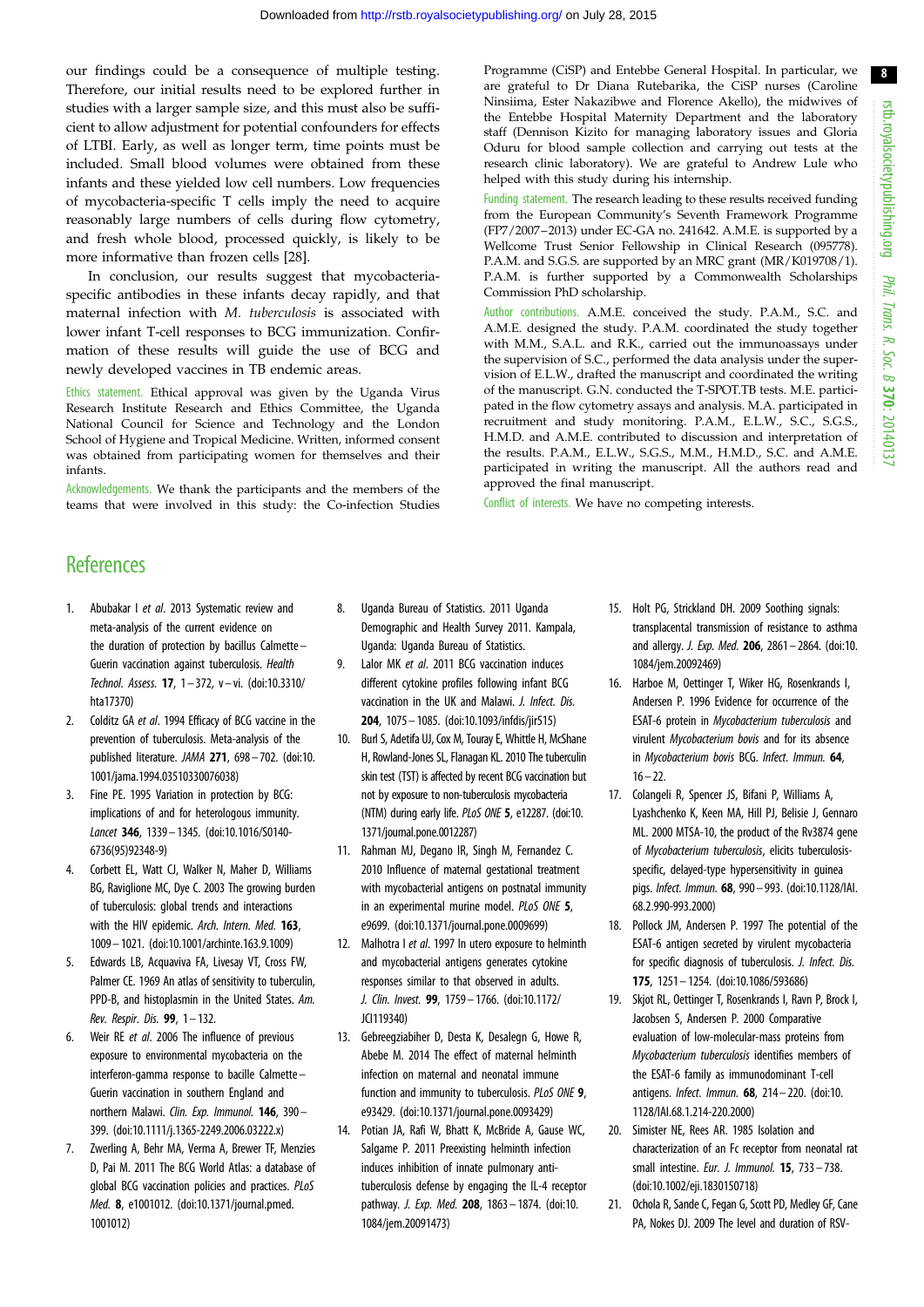our findings could be a consequence of multiple testing. Therefore, our initial results need to be explored further in studies with a larger sample size, and this must also be sufficient to allow adjustment for potential confounders for effects of LTBI. Early, as well as longer term, time points must be included. Small blood volumes were obtained from these infants and these yielded low cell numbers. Low frequencies of mycobacteria-specific T cells imply the need to acquire reasonably large numbers of cells during flow cytometry, and fresh whole blood, processed quickly, is likely to be more informative than frozen cells [28].

In conclusion, our results suggest that mycobacteria-specific antibodies in these infants decay rapidly, and that maternal infection with *M. tuberculosis* is associated with lower infant T-cell responses to BCG immunization. Confirmation of these results will guide the use of BCG and newly developed vaccines in TB endemic areas.

Ethics statement. Ethical approval was given by the Uganda Virus Research Institute Research and Ethics Committee, the Uganda National Council for Science and Technology and the London School of Hygiene and Tropical Medicine. Written, informed consent was obtained from participating women for themselves and their infants.

Acknowledgements. We thank the participants and the members of the teams that were involved in this study: the Co-infection Studies Programme (CiSP) and Entebbe General Hospital. In particular, we are grateful to Dr Diana Rutebarika, the CiSP nurses (Caroline Ninsiima, Ester Nakazibwe and Florence Akello), the midwives of the Entebbe Hospital Maternity Department and the laboratory staff (Dennison Kizito for managing laboratory issues and Gloria Oduru for blood sample collection and carrying out tests at the research clinic laboratory). We are grateful to Andrew Lule who helped with this study during his internship.

Funding statement. The research leading to these results received funding from the European Community's Seventh Framework Programme (FP7/2007–2013) under EC-GA no. 241642. A.M.E. is supported by a Wellcome Trust Senior Fellowship in Clinical Research (095778). P.A.M. and S.G.S. are supported by an MRC grant (MR/K019708/1). P.A.M. is further supported by a Commonwealth Scholarships Commission PhD scholarship.

Author contributions. A.M.E. conceived the study. P.A.M., S.C. and A.M.E. designed the study. P.A.M. coordinated the study together with M.M., S.A.L. and R.K., carried out the immunoassays under the supervision of S.C., performed the data analysis under the supervision of E.L.W., drafted the manuscript and coordinated the writing of the manuscript. G.N. conducted the T-SPOT.TB tests. M.E. participated in the flow cytometry assays and analysis. M.A. participated in recruitment and study monitoring. P.A.M., E.L.W., S.C., S.G.S., H.M.D. and A.M.E. contributed to discussion and interpretation of the results. P.A.M., E.L.W., S.G.S., M.M., H.M.D., S.C. and A.M.E. participated in writing the manuscript. All the authors read and approved the final manuscript.

Conflict of interests. We have no competing interests.

# References

1. Abubakar I *et al*. 2013 Systematic review and meta-analysis of the current evidence on the duration of protection by bacillus Calmette–Guerin vaccination against tuberculosis. *Health Technol. Assess.* **17**, 1–372, v–vi. (doi:10.3310/hta17370)
2. Colditz GA *et al*. 1994 Efficacy of BCG vaccine in the prevention of tuberculosis. Meta-analysis of the published literature. *JAMA* **271**, 698–702. (doi:10.1001/jama.1994.03510330076038)
3. Fine PE. 1995 Variation in protection by BCG: implications of and for heterologous immunity. *Lancet* **346**, 1339–1345. (doi:10.1016/S0140-6736(95)92348-9)
4. Corbett EL, Watt CJ, Walker N, Maher D, Williams BG, Raviglione MC, Dye C. 2003 The growing burden of tuberculosis: global trends and interactions with the HIV epidemic. *Arch. Intern. Med.* **163**, 1009–1021. (doi:10.1001/archinte.163.9.1009)
5. Edwards LB, Acquaviva FA, Livesay VT, Cross FW, Palmer CE. 1969 An atlas of sensitivity to tuberculin, PPD-B, and histoplasmin in the United States. *Am. Rev. Respir. Dis.* **99**, 1–132.
6. Weir RE *et al*. 2006 The influence of previous exposure to environmental mycobacteria on the interferon-gamma response to bacille Calmette–Guerin vaccination in southern England and northern Malawi. *Clin. Exp. Immunol.* **146**, 390–399. (doi:10.1111/j.1365-2249.2006.03222.x)
7. Zwerling A, Behr MA, Verma A, Brewer TF, Menzies D, Pai M. 2011 The BCG World Atlas: a database of global BCG vaccination policies and practices. *PLoS Med.* **8**, e1001012. (doi:10.1371/journal.pmed.1001012)
8. Uganda Bureau of Statistics. 2011 Uganda Demographic and Health Survey 2011. Kampala, Uganda: Uganda Bureau of Statistics.
9. Lalor MK *et al*. 2011 BCG vaccination induces different cytokine profiles following infant BCG vaccination in the UK and Malawi. *J. Infect. Dis.* **204**, 1075–1085. (doi:10.1093/infdis/jir515)
10. Burl S, Adetifa UJ, Cox M, Touray E, Whittle H, McShane H, Rowland-Jones SL, Flanagan KL. 2010 The tuberculin skin test (TST) is affected by recent BCG vaccination but not by exposure to non-tuberculosis mycobacteria (NTM) during early life. *PLoS ONE* **5**, e12287. (doi:10.1371/journal.pone.0012287)
11. Rahman MJ, Degano IR, Singh M, Fernandez C. 2010 Influence of maternal gestational treatment with mycobacterial antigens on postnatal immunity in an experimental murine model. *PLoS ONE* **5**, e9699. (doi:10.1371/journal.pone.0009699)
12. Malhotra I *et al*. 1997 In utero exposure to helminth and mycobacterial antigens generates cytokine responses similar to that observed in adults. *J. Clin. Invest.* **99**, 1759–1766. (doi:10.1172/JCI119340)
13. Gebreegziabiher D, Desta K, Desalegn G, Howe R, Abebe M. 2014 The effect of maternal helminth infection on maternal and neonatal immune function and immunity to tuberculosis. *PLoS ONE* **9**, e93429. (doi:10.1371/journal.pone.0093429)
14. Potian JA, Rafi W, Bhatt K, McBride A, Gause WC, Salgame P. 2011 Preexisting helminth infection induces inhibition of innate pulmonary anti-tuberculosis defense by engaging the IL-4 receptor pathway. *J. Exp. Med.* **208**, 1863–1874. (doi:10.1084/jem.20091473)
15. Holt PG, Strickland DH. 2009 Soothing signals: transplacental transmission of resistance to asthma and allergy. *J. Exp. Med.* **206**, 2861–2864. (doi:10.1084/jem.20092469)
16. Harboe M, Oettinger T, Wiker HG, Rosenkrands I, Andersen P. 1996 Evidence for occurrence of the ESAT-6 protein in *Mycobacterium tuberculosis* and virulent *Mycobacterium bovis* and for its absence in *Mycobacterium bovis* BCG. *Infect. Immun.* **64**, 16–22.
17. Colangeli R, Spencer JS, Bifani P, Williams A, Lyashchenko K, Keen MA, Hill PJ, Belisle J, Gennaro ML. 2000 MTSA-10, the product of the Rv3874 gene of *Mycobacterium tuberculosis*, elicits tuberculosis-specific, delayed-type hypersensitivity in guinea pigs. *Infect. Immun.* **68**, 990–993. (doi:10.1128/IAI.68.2.990-993.2000)
18. Pollock JM, Andersen P. 1997 The potential of the ESAT-6 antigen secreted by virulent mycobacteria for specific diagnosis of tuberculosis. *J. Infect. Dis.* **175**, 1251–1254. (doi:10.1086/593686)
19. Skjot RL, Oettinger T, Rosenkrands I, Ravn P, Brock I, Jacobsen S, Andersen P. 2000 Comparative evaluation of low-molecular-mass proteins from *Mycobacterium tuberculosis* identifies members of the ESAT-6 family as immunodominant T-cell antigens. *Infect. Immun.* **68**, 214–220. (doi:10.1128/IAI.68.1.214-220.2000)
20. Simister NE, Rees AR. 1985 Isolation and characterization of an Fc receptor from neonatal rat small intestine. *Eur. J. Immunol.* **15**, 733–738. (doi:10.1002/eji.1830150718)
21. Ochola R, Sande C, Fegan G, Scott PD, Medley GF, Cane PA, Nokes DJ. 2009 The level and duration of RSV-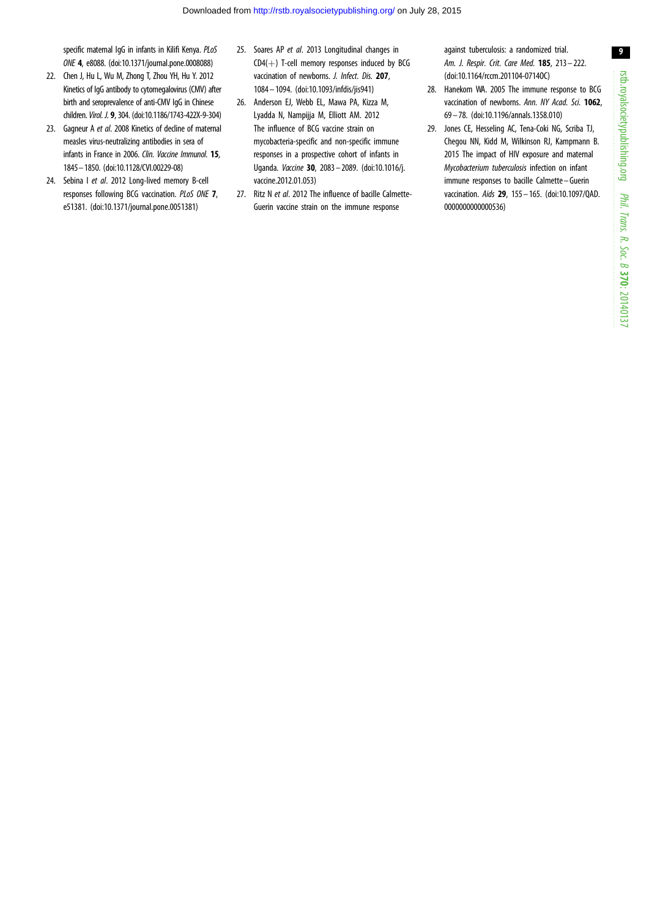specific maternal IgG in infants in Kilifi Kenya. *PLoS ONE* **4**, e8088. (doi:10.1371/journal.pone.0008088)

22. Chen J, Hu L, Wu M, Zhong T, Zhou YH, Hu Y. 2012 Kinetics of IgG antibody to cytomegalovirus (CMV) after birth and seroprevalence of anti-CMV IgG in Chinese children. *Virol. J.* **9**, 304. (doi:10.1186/1743-422X-9-304)
23. Gagneur A *et al*. 2008 Kinetics of decline of maternal measles virus-neutralizing antibodies in sera of infants in France in 2006. *Clin. Vaccine Immunol.* **15**, 1845–1850. (doi:10.1128/CVI.00229-08)
24. Sebina I *et al*. 2012 Long-lived memory B-cell responses following BCG vaccination. *PLoS ONE* **7**, e51381. (doi:10.1371/journal.pone.0051381)
25. Soares AP *et al*. 2013 Longitudinal changes in CD4(+) T-cell memory responses induced by BCG vaccination of newborns. *J. Infect. Dis.* **207**, 1084–1094. (doi:10.1093/infdis/jis941)
26. Anderson EJ, Webb EL, Mawa PA, Kizza M, Lyadda N, Nampijja M, Elliott AM. 2012 The influence of BCG vaccine strain on mycobacteria-specific and non-specific immune responses in a prospective cohort of infants in Uganda. *Vaccine* **30**, 2083–2089. (doi:10.1016/j.vaccine.2012.01.053)
27. Ritz N *et al*. 2012 The influence of bacille Calmette-Guerin vaccine strain on the immune response against tuberculosis: a randomized trial. *Am. J. Respir. Crit. Care Med.* **185**, 213–222. (doi:10.1164/rccm.201104-0714OC)
28. Hanekom WA. 2005 The immune response to BCG vaccination of newborns. *Ann. NY Acad. Sci.* **1062**, 69–78. (doi:10.1196/annals.1358.010)
29. Jones CE, Hesseling AC, Tena-Coki NG, Scriba TJ, Chegou NN, Kidd M, Wilkinson RJ, Kampmann B. 2015 The impact of HIV exposure and maternal *Mycobacterium tuberculosis* infection on infant immune responses to bacille Calmette–Guerin vaccination. *Aids* **29**, 155–165. (doi:10.1097/QAD.0000000000000536)